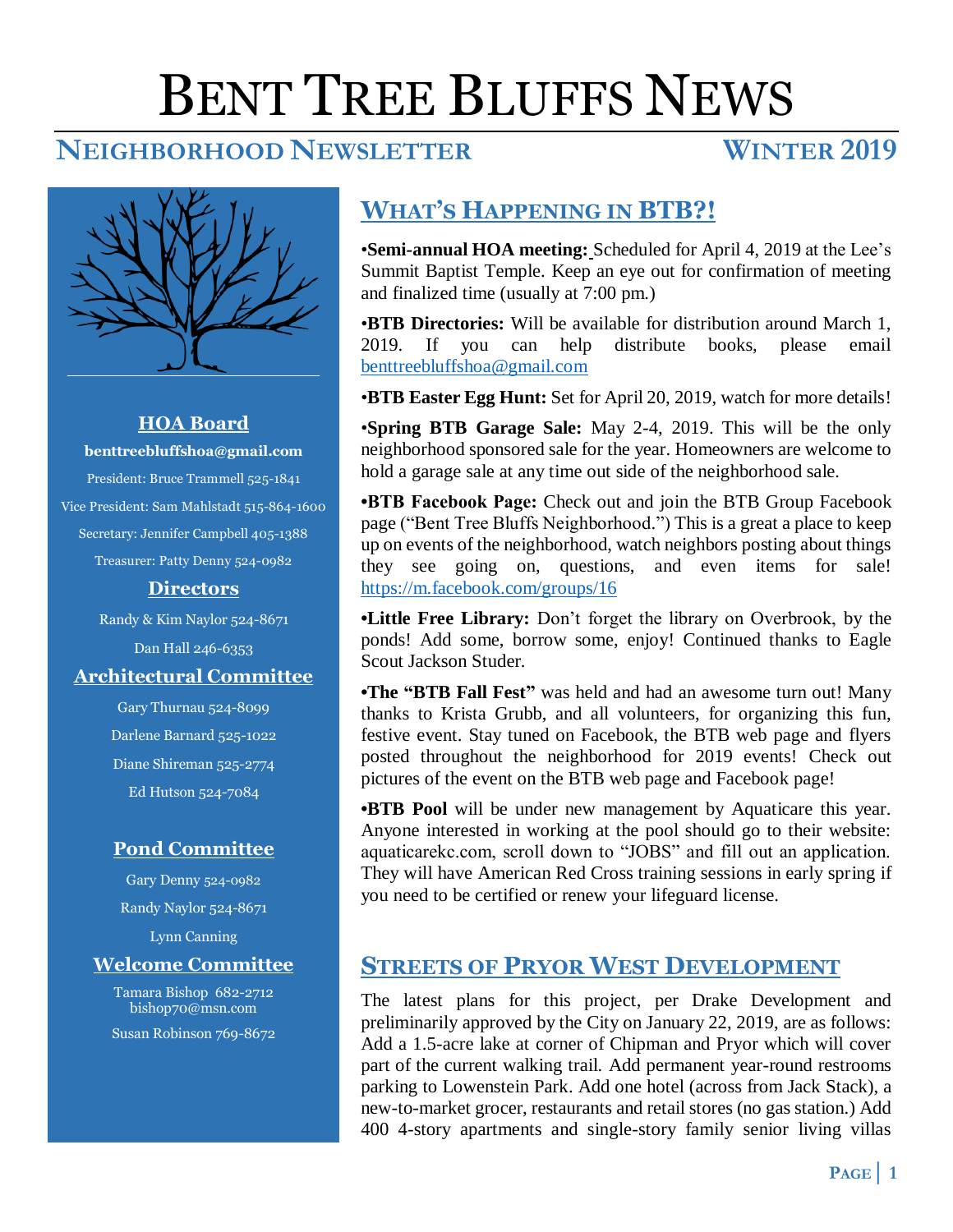# BENT TREE BLUFFS NEWS

## NEIGHBORHOOD NEWSLETTER — WINTER 2019

### HOA Board

**benttreebluffshoa@gmail.com**

President: Bruce Trammell 525-1841

Vice President: Sam Mahlstadt 515-864-1600

Secretary: Jennifer Campbell 405-1388

Treasurer: Patty Denny 524-0982

### Directors

Randy & Kim Naylor 524-8671

Dan Hall 246-6353

### Architectural Committee

Gary Thurnau 524-8099

Darlene Barnard 525-1022

Diane Shireman 525-2774

Ed Hutson 524-7084

### Pond Committee

Gary Denny 524-0982

Randy Naylor 524-8671

Lynn Canning

### Welcome Committee

Tamara Bishop 682-2712
bishop70@msn.com

Susan Robinson 769-8672

## WHAT'S HAPPENING IN BTB?!

•**Semi-annual HOA meeting:** Scheduled for April 4, 2019 at the Lee's Summit Baptist Temple. Keep an eye out for confirmation of meeting and finalized time (usually at 7:00 pm.)

•**BTB Directories:** Will be available for distribution around March 1, 2019. If you can help distribute books, please email benttreebluffshoa@gmail.com

•**BTB Easter Egg Hunt:** Set for April 20, 2019, watch for more details!

•**Spring BTB Garage Sale:** May 2-4, 2019. This will be the only neighborhood sponsored sale for the year. Homeowners are welcome to hold a garage sale at any time out side of the neighborhood sale.

•**BTB Facebook Page:** Check out and join the BTB Group Facebook page ("Bent Tree Bluffs Neighborhood.") This is a great a place to keep up on events of the neighborhood, watch neighbors posting about things they see going on, questions, and even items for sale! https://m.facebook.com/groups/16

•**Little Free Library:** Don't forget the library on Overbrook, by the ponds! Add some, borrow some, enjoy! Continued thanks to Eagle Scout Jackson Studer.

•**The "BTB Fall Fest"** was held and had an awesome turn out! Many thanks to Krista Grubb, and all volunteers, for organizing this fun, festive event. Stay tuned on Facebook, the BTB web page and flyers posted throughout the neighborhood for 2019 events! Check out pictures of the event on the BTB web page and Facebook page!

•**BTB Pool** will be under new management by Aquaticare this year. Anyone interested in working at the pool should go to their website: aquaticarekc.com, scroll down to "JOBS" and fill out an application. They will have American Red Cross training sessions in early spring if you need to be certified or renew your lifeguard license.

## STREETS OF PRYOR WEST DEVELOPMENT

The latest plans for this project, per Drake Development and preliminarily approved by the City on January 22, 2019, are as follows: Add a 1.5-acre lake at corner of Chipman and Pryor which will cover part of the current walking trail. Add permanent year-round restrooms parking to Lowenstein Park. Add one hotel (across from Jack Stack), a new-to-market grocer, restaurants and retail stores (no gas station.) Add 400 4-story apartments and single-story family senior living villas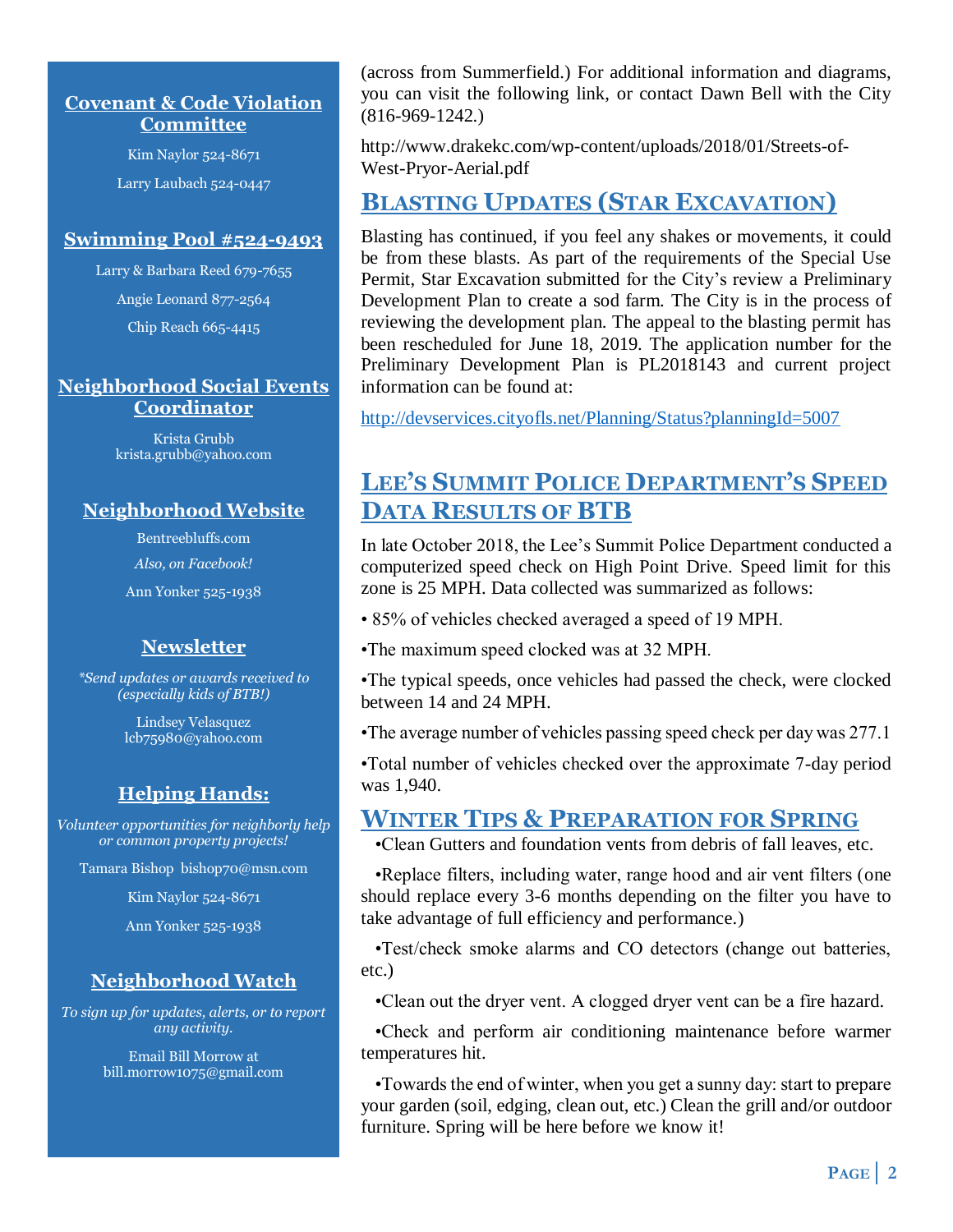## Covenant & Code Violation Committee

Kim Naylor 524-8671

Larry Laubach 524-0447

## Swimming Pool #524-9493

Larry & Barbara Reed 679-7655

Angie Leonard 877-2564

Chip Reach 665-4415

## Neighborhood Social Events Coordinator

Krista Grubb
krista.grubb@yahoo.com

## Neighborhood Website

Bentreebluffs.com

*Also, on Facebook!*

Ann Yonker 525-1938

## Newsletter

*\*Send updates or awards received to (especially kids of BTB!)*

Lindsey Velasquez
lcb75980@yahoo.com

## Helping Hands:

*Volunteer opportunities for neighborly help or common property projects!*

Tamara Bishop bishop70@msn.com

Kim Naylor 524-8671

Ann Yonker 525-1938

## Neighborhood Watch

*To sign up for updates, alerts, or to report any activity.*

Email Bill Morrow at
bill.morrow1075@gmail.com

(across from Summerfield.) For additional information and diagrams, you can visit the following link, or contact Dawn Bell with the City (816-969-1242.)

http://www.drakekc.com/wp-content/uploads/2018/01/Streets-of-West-Pryor-Aerial.pdf

## Blasting Updates (Star Excavation)

Blasting has continued, if you feel any shakes or movements, it could be from these blasts. As part of the requirements of the Special Use Permit, Star Excavation submitted for the City's review a Preliminary Development Plan to create a sod farm. The City is in the process of reviewing the development plan. The appeal to the blasting permit has been rescheduled for June 18, 2019. The application number for the Preliminary Development Plan is PL2018143 and current project information can be found at:

http://devservices.cityofls.net/Planning/Status?planningId=5007

## Lee's Summit Police Department's Speed Data Results of BTB

In late October 2018, the Lee's Summit Police Department conducted a computerized speed check on High Point Drive. Speed limit for this zone is 25 MPH. Data collected was summarized as follows:

• 85% of vehicles checked averaged a speed of 19 MPH.

•The maximum speed clocked was at 32 MPH.

•The typical speeds, once vehicles had passed the check, were clocked between 14 and 24 MPH.

•The average number of vehicles passing speed check per day was 277.1

•Total number of vehicles checked over the approximate 7-day period was 1,940.

## Winter Tips & Preparation for Spring

•Clean Gutters and foundation vents from debris of fall leaves, etc.

•Replace filters, including water, range hood and air vent filters (one should replace every 3-6 months depending on the filter you have to take advantage of full efficiency and performance.)

•Test/check smoke alarms and CO detectors (change out batteries, etc.)

•Clean out the dryer vent. A clogged dryer vent can be a fire hazard.

•Check and perform air conditioning maintenance before warmer temperatures hit.

•Towards the end of winter, when you get a sunny day: start to prepare your garden (soil, edging, clean out, etc.) Clean the grill and/or outdoor furniture. Spring will be here before we know it!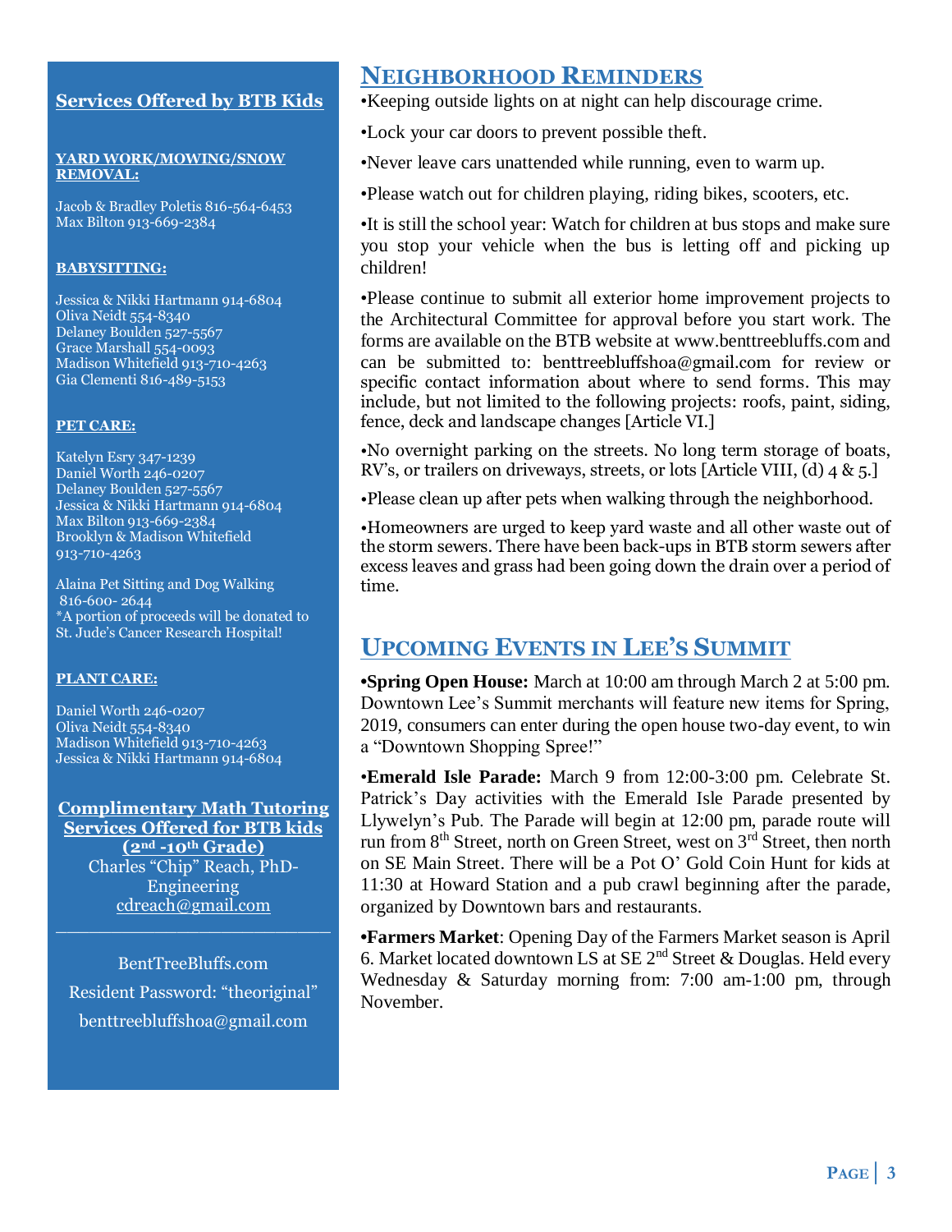## Services Offered by BTB Kids

**YARD WORK/MOWING/SNOW REMOVAL:**

Jacob & Bradley Poletis 816-564-6453
Max Bilton 913-669-2384

**BABYSITTING:**

Jessica & Nikki Hartmann 914-6804
Oliva Neidt 554-8340
Delaney Boulden 527-5567
Grace Marshall 554-0093
Madison Whitefield 913-710-4263
Gia Clementi 816-489-5153

**PET CARE:**

Katelyn Esry 347-1239
Daniel Worth 246-0207
Delaney Boulden 527-5567
Jessica & Nikki Hartmann 914-6804
Max Bilton 913-669-2384
Brooklyn & Madison Whitefield 913-710-4263

Alaina Pet Sitting and Dog Walking
816-600- 2644
*A portion of proceeds will be donated to St. Jude's Cancer Research Hospital!

**PLANT CARE:**

Daniel Worth 246-0207
Oliva Neidt 554-8340
Madison Whitefield 913-710-4263
Jessica & Nikki Hartmann 914-6804

**Complimentary Math Tutoring Services Offered for BTB kids (2nd -10th Grade)**

Charles "Chip" Reach, PhD-Engineering
cdreach@gmail.com

---

BentTreeBluffs.com
Resident Password: "theoriginal"
benttreebluffshoa@gmail.com

## Neighborhood Reminders

•Keeping outside lights on at night can help discourage crime.

•Lock your car doors to prevent possible theft.

•Never leave cars unattended while running, even to warm up.

•Please watch out for children playing, riding bikes, scooters, etc.

•It is still the school year: Watch for children at bus stops and make sure you stop your vehicle when the bus is letting off and picking up children!

•Please continue to submit all exterior home improvement projects to the Architectural Committee for approval before you start work. The forms are available on the BTB website at www.benttreebluffs.com and can be submitted to: benttreebluffshoa@gmail.com for review or specific contact information about where to send forms. This may include, but not limited to the following projects: roofs, paint, siding, fence, deck and landscape changes [Article VI.]

•No overnight parking on the streets. No long term storage of boats, RV's, or trailers on driveways, streets, or lots [Article VIII, (d) 4 & 5.]

•Please clean up after pets when walking through the neighborhood.

•Homeowners are urged to keep yard waste and all other waste out of the storm sewers. There have been back-ups in BTB storm sewers after excess leaves and grass had been going down the drain over a period of time.

## Upcoming Events in Lee's Summit

•**Spring Open House:** March at 10:00 am through March 2 at 5:00 pm. Downtown Lee's Summit merchants will feature new items for Spring, 2019, consumers can enter during the open house two-day event, to win a "Downtown Shopping Spree!"

•**Emerald Isle Parade:** March 9 from 12:00-3:00 pm. Celebrate St. Patrick's Day activities with the Emerald Isle Parade presented by Llywelyn's Pub. The Parade will begin at 12:00 pm, parade route will run from 8th Street, north on Green Street, west on 3rd Street, then north on SE Main Street. There will be a Pot O' Gold Coin Hunt for kids at 11:30 at Howard Station and a pub crawl beginning after the parade, organized by Downtown bars and restaurants.

•**Farmers Market**: Opening Day of the Farmers Market season is April 6. Market located downtown LS at SE 2nd Street & Douglas. Held every Wednesday & Saturday morning from: 7:00 am-1:00 pm, through November.